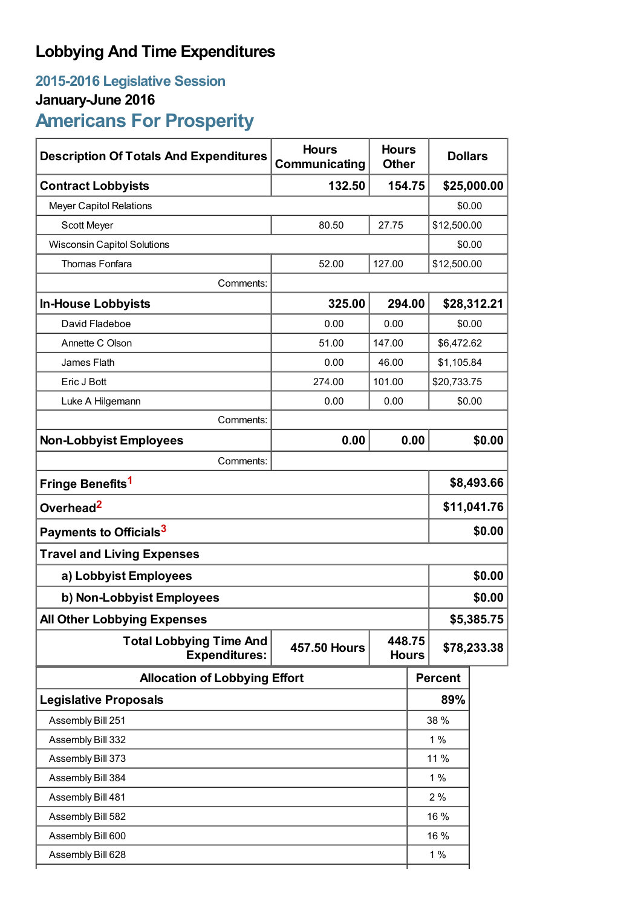# Lobbying And Time Expenditures

## 2015-2016 Legislative Session

### January-June 2016

## Americans For Prosperity

| Description Of Totals And Expenditures | Hours Communicating | Hours Other | Dollars |
|---|---|---|---|
| **Contract Lobbyists** | **132.50** | **154.75** | **$25,000.00** |
| Meyer Capitol Relations | | | $0.00 |
| Scott Meyer | 80.50 | 27.75 | $12,500.00 |
| Wisconsin Capitol Solutions | | | $0.00 |
| Thomas Fonfara | 52.00 | 127.00 | $12,500.00 |
| Comments: | | | |
| **In-House Lobbyists** | **325.00** | **294.00** | **$28,312.21** |
| David Fladeboe | 0.00 | 0.00 | $0.00 |
| Annette C Olson | 51.00 | 147.00 | $6,472.62 |
| James Flath | 0.00 | 46.00 | $1,105.84 |
| Eric J Bott | 274.00 | 101.00 | $20,733.75 |
| Luke A Hilgemann | 0.00 | 0.00 | $0.00 |
| Comments: | | | |
| **Non-Lobbyist Employees** | **0.00** | **0.00** | **$0.00** |
| Comments: | | | |
| **Fringe Benefits**[1] | | | **$8,493.66** |
| **Overhead**[2] | | | **$11,041.76** |
| **Payments to Officials**[3] | | | **$0.00** |
| **Travel and Living Expenses** | | | |
| **a) Lobbyist Employees** | | | **$0.00** |
| **b) Non-Lobbyist Employees** | | | **$0.00** |
| **All Other Lobbying Expenses** | | | **$5,385.75** |
| **Total Lobbying Time And Expenditures:** | **457.50 Hours** | **448.75 Hours** | **$78,233.38** |

| Allocation of Lobbying Effort | Percent |
|---|---|
| **Legislative Proposals** | **89%** |
| Assembly Bill 251 | 38 % |
| Assembly Bill 332 | 1 % |
| Assembly Bill 373 | 11 % |
| Assembly Bill 384 | 1 % |
| Assembly Bill 481 | 2 % |
| Assembly Bill 582 | 16 % |
| Assembly Bill 600 | 16 % |
| Assembly Bill 628 | 1 % |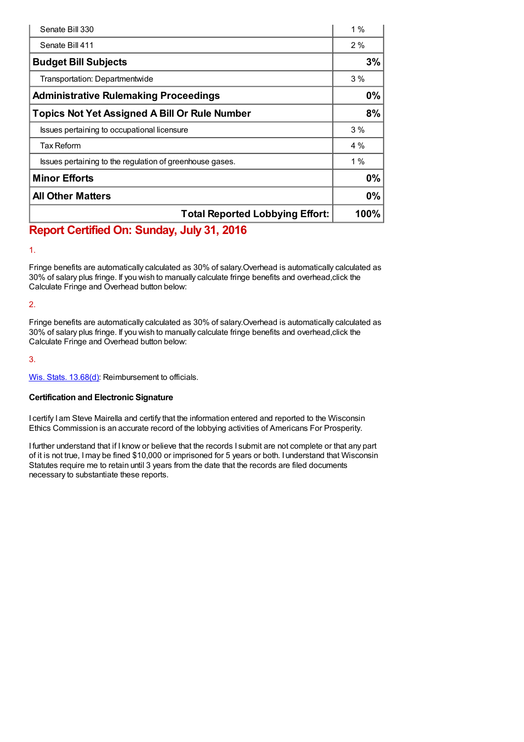| | |
|---|---|
| Senate Bill 330 | 1 % |
| Senate Bill 411 | 2 % |
| **Budget Bill Subjects** | **3%** |
| Transportation: Departmentwide | 3 % |
| **Administrative Rulemaking Proceedings** | **0%** |
| **Topics Not Yet Assigned A Bill Or Rule Number** | **8%** |
| Issues pertaining to occupational licensure | 3 % |
| Tax Reform | 4 % |
| Issues pertaining to the regulation of greenhouse gases. | 1 % |
| **Minor Efforts** | **0%** |
| **All Other Matters** | **0%** |
| **Total Reported Lobbying Effort:** | **100%** |

## Report Certified On: Sunday, July 31, 2016

1.

Fringe benefits are automatically calculated as 30% of salary.Overhead is automatically calculated as 30% of salary plus fringe. If you wish to manually calculate fringe benefits and overhead,click the Calculate Fringe and Overhead button below:

2.

Fringe benefits are automatically calculated as 30% of salary.Overhead is automatically calculated as 30% of salary plus fringe. If you wish to manually calculate fringe benefits and overhead,click the Calculate Fringe and Overhead button below:

3.

Wis. Stats. 13.68(d): Reimbursement to officials.

**Certification and Electronic Signature**

I certify I am Steve Mairella and certify that the information entered and reported to the Wisconsin Ethics Commission is an accurate record of the lobbying activities of Americans For Prosperity.

I further understand that if I know or believe that the records I submit are not complete or that any part of it is not true, I may be fined $10,000 or imprisoned for 5 years or both. I understand that Wisconsin Statutes require me to retain until 3 years from the date that the records are filed documents necessary to substantiate these reports.